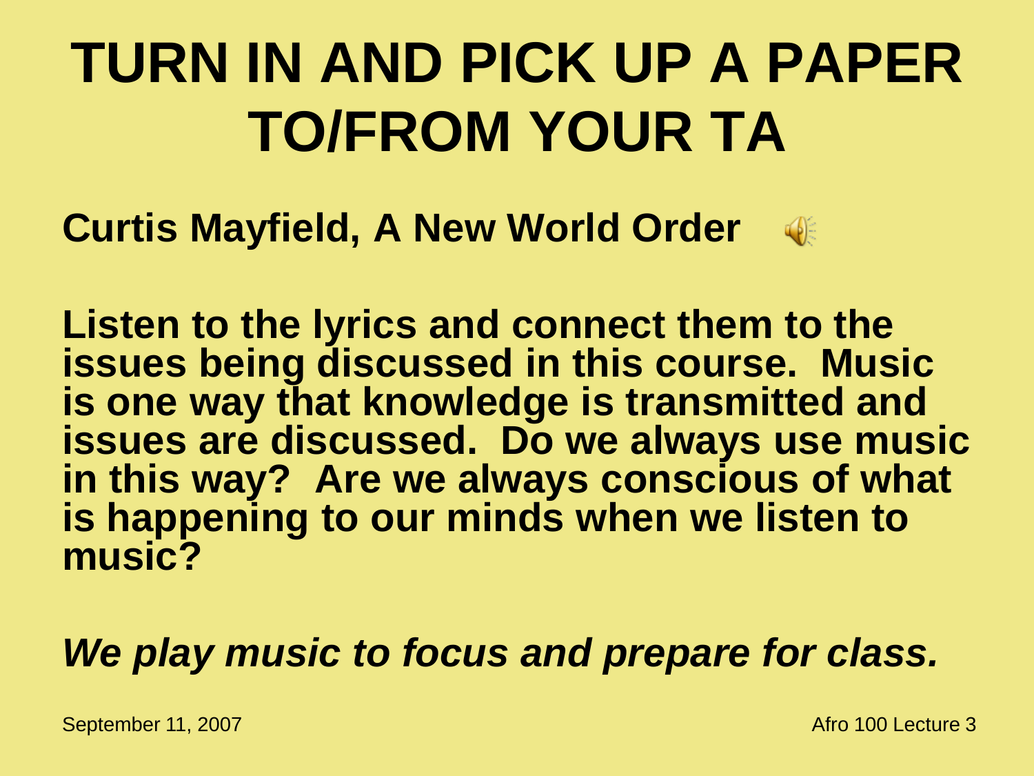# TURN IN AND PICK UP A PAPER TO/FROM YOUR TA

**Curtis Mayfield, A New World Order**

**Listen to the lyrics and connect them to the issues being discussed in this course. Music is one way that knowledge is transmitted and issues are discussed. Do we always use music in this way? Are we always conscious of what is happening to our minds when we listen to music?**

***We play music to focus and prepare for class.***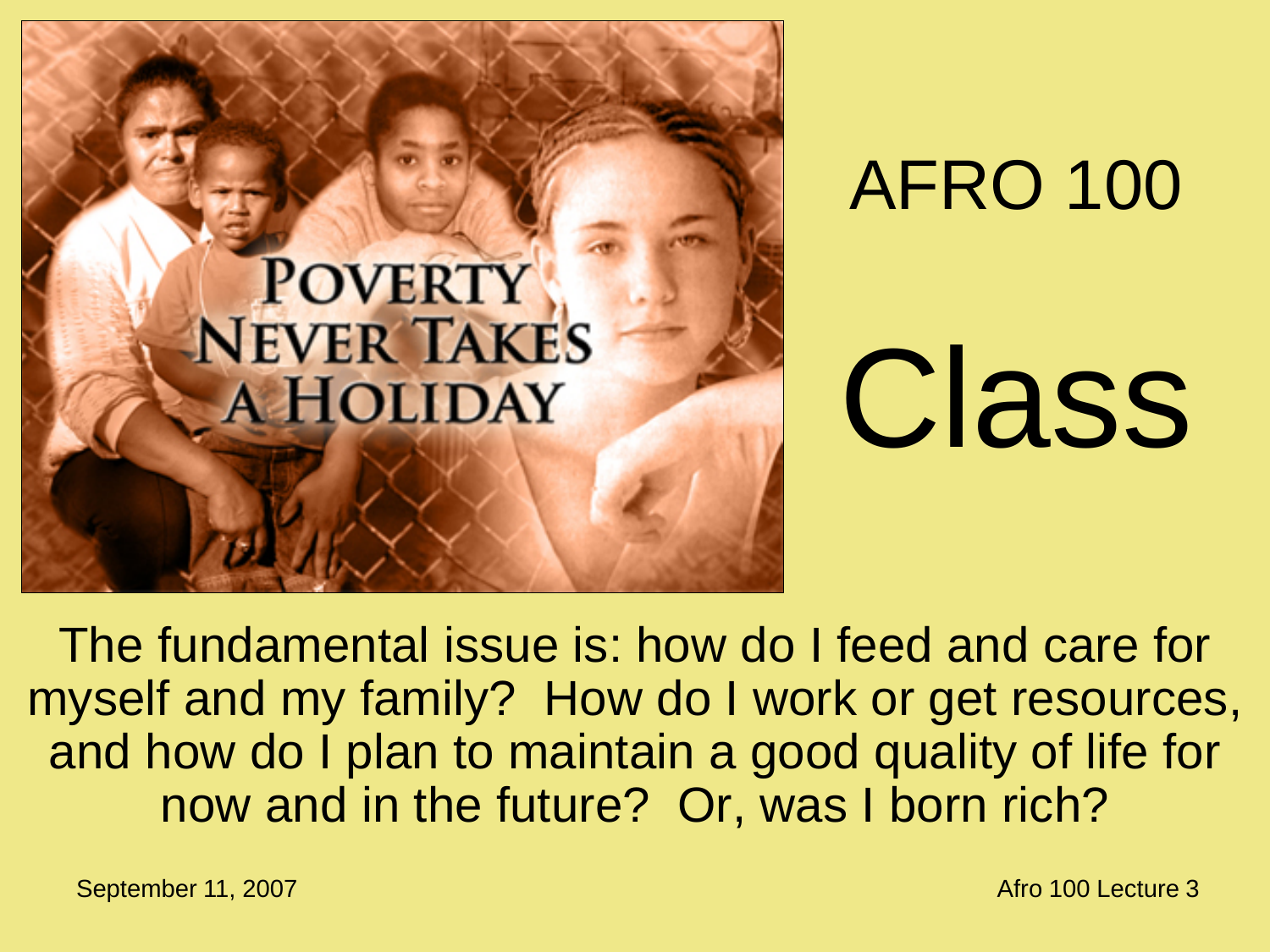# AFRO 100

# Class

POVERTY NEVER TAKES A HOLIDAY

The fundamental issue is: how do I feed and care for myself and my family? How do I work or get resources, and how do I plan to maintain a good quality of life for now and in the future? Or, was I born rich?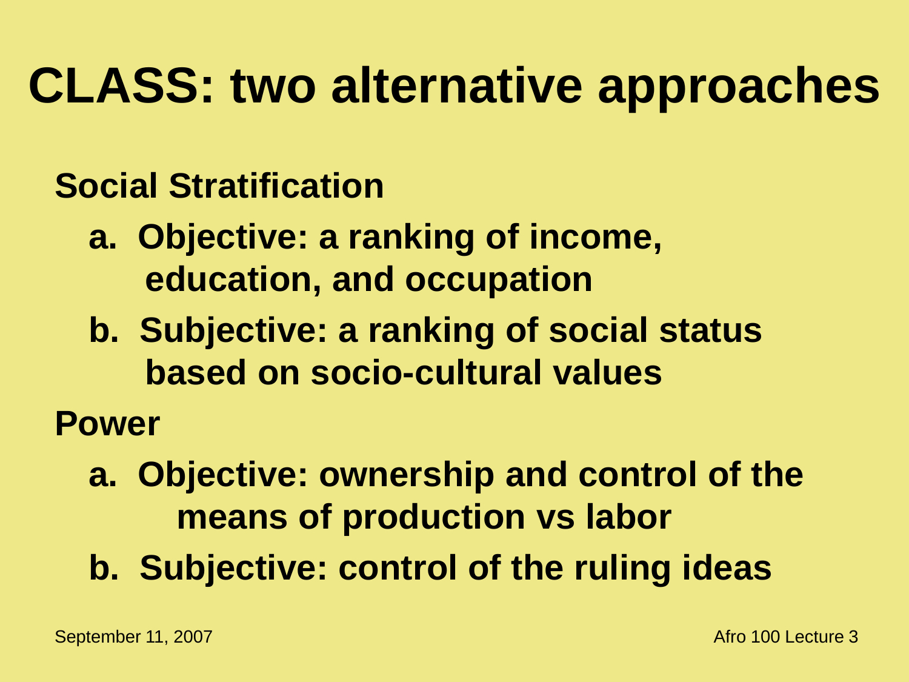# CLASS: two alternative approaches

**Social Stratification**

- **a. Objective: a ranking of income, education, and occupation**
- **b. Subjective: a ranking of social status based on socio-cultural values**

**Power**

- **a. Objective: ownership and control of the means of production vs labor**
- **b. Subjective: control of the ruling ideas**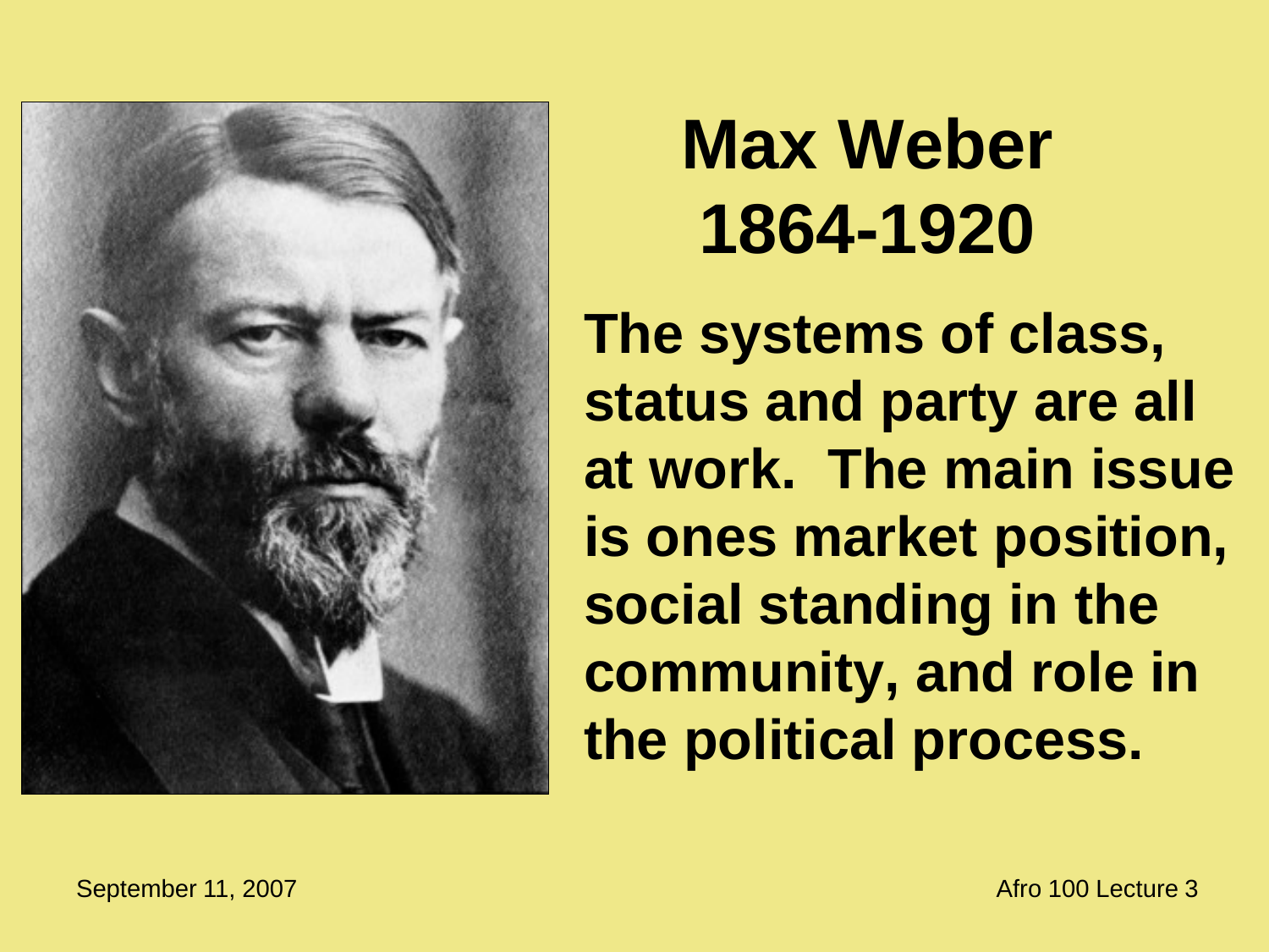# Max Weber 1864-1920

**The systems of class, status and party are all at work. The main issue is ones market position, social standing in the community, and role in the political process.**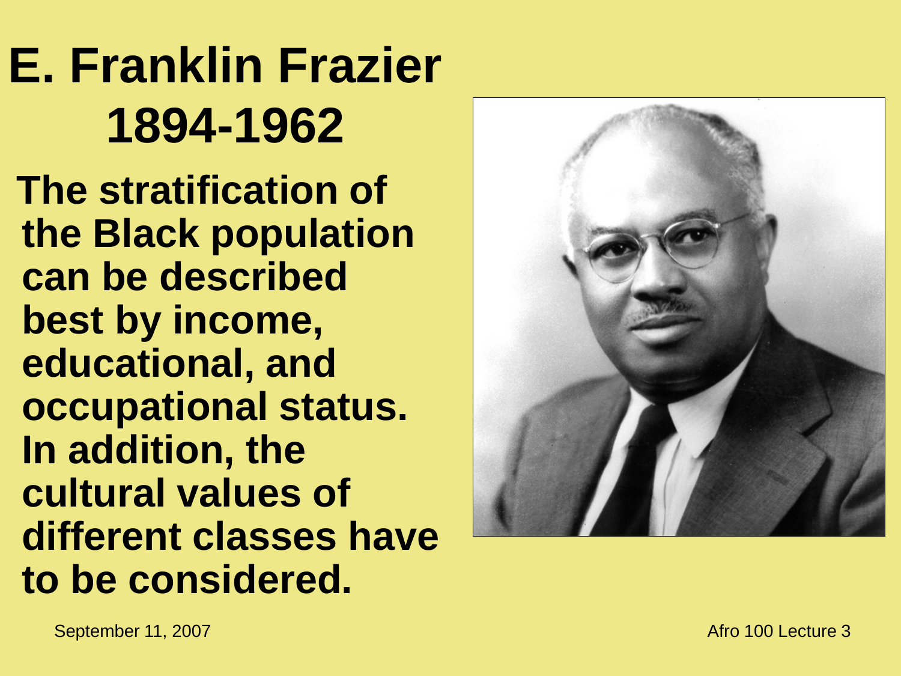# E. Franklin Frazier 1894-1962

**The stratification of the Black population can be described best by income, educational, and occupational status. In addition, the cultural values of different classes have to be considered.**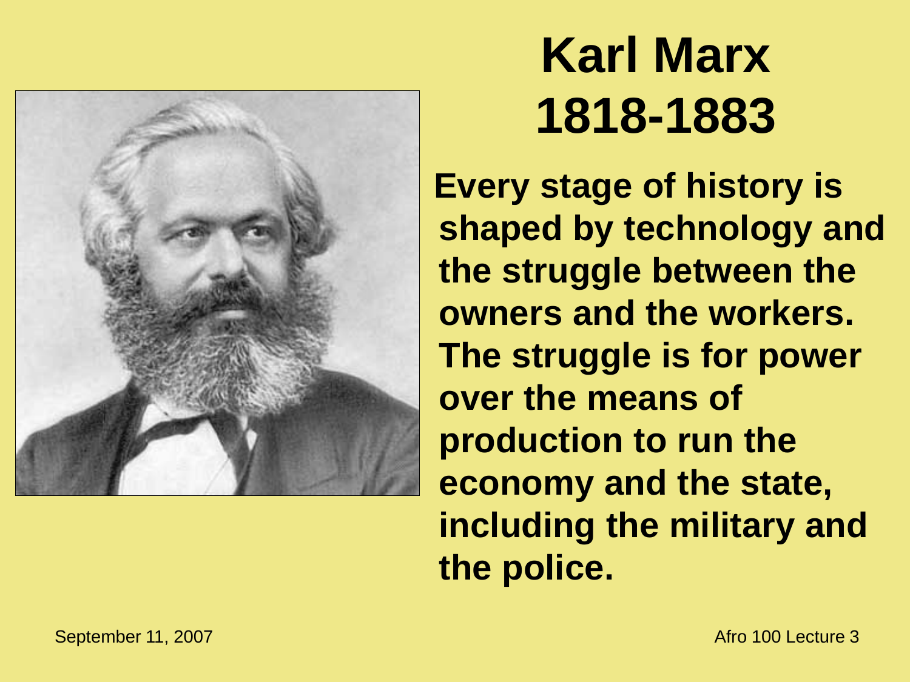# Karl Marx 1818-1883

**Every stage of history is shaped by technology and the struggle between the owners and the workers. The struggle is for power over the means of production to run the economy and the state, including the military and the police.**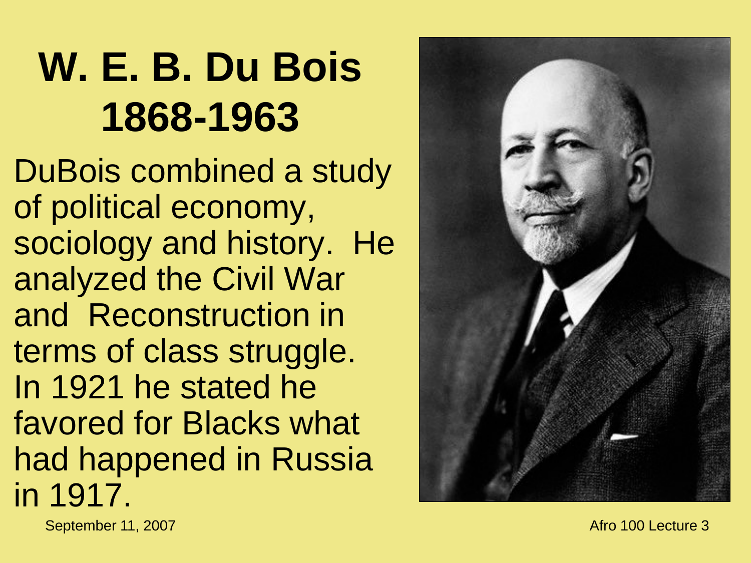# W. E. B. Du Bois 1868-1963

DuBois combined a study of political economy, sociology and history. He analyzed the Civil War and Reconstruction in terms of class struggle. In 1921 he stated he favored for Blacks what had happened in Russia in 1917.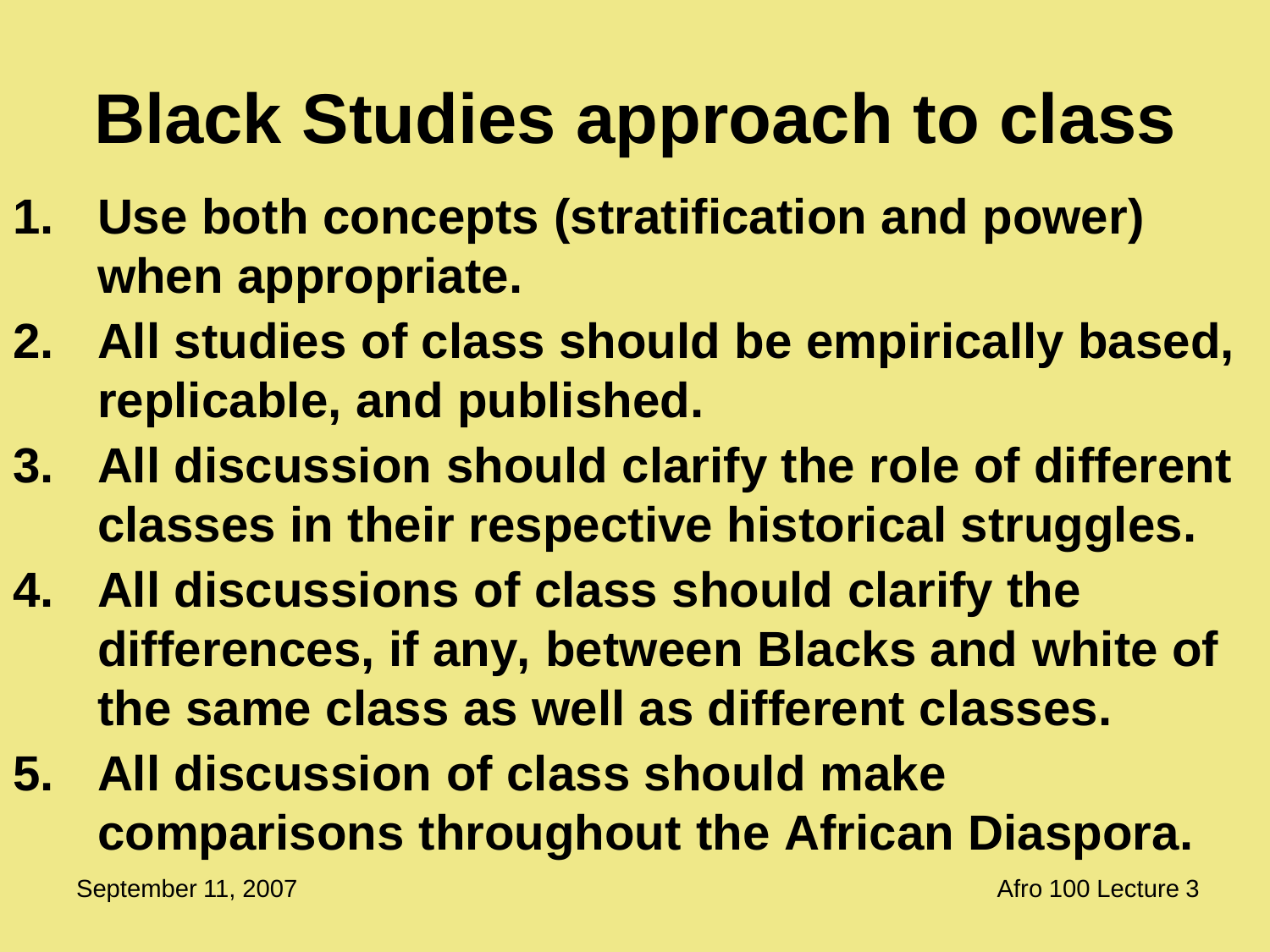# Black Studies approach to class

1. **Use both concepts (stratification and power) when appropriate.**
2. **All studies of class should be empirically based, replicable, and published.**
3. **All discussion should clarify the role of different classes in their respective historical struggles.**
4. **All discussions of class should clarify the differences, if any, between Blacks and white of the same class as well as different classes.**
5. **All discussion of class should make comparisons throughout the African Diaspora.**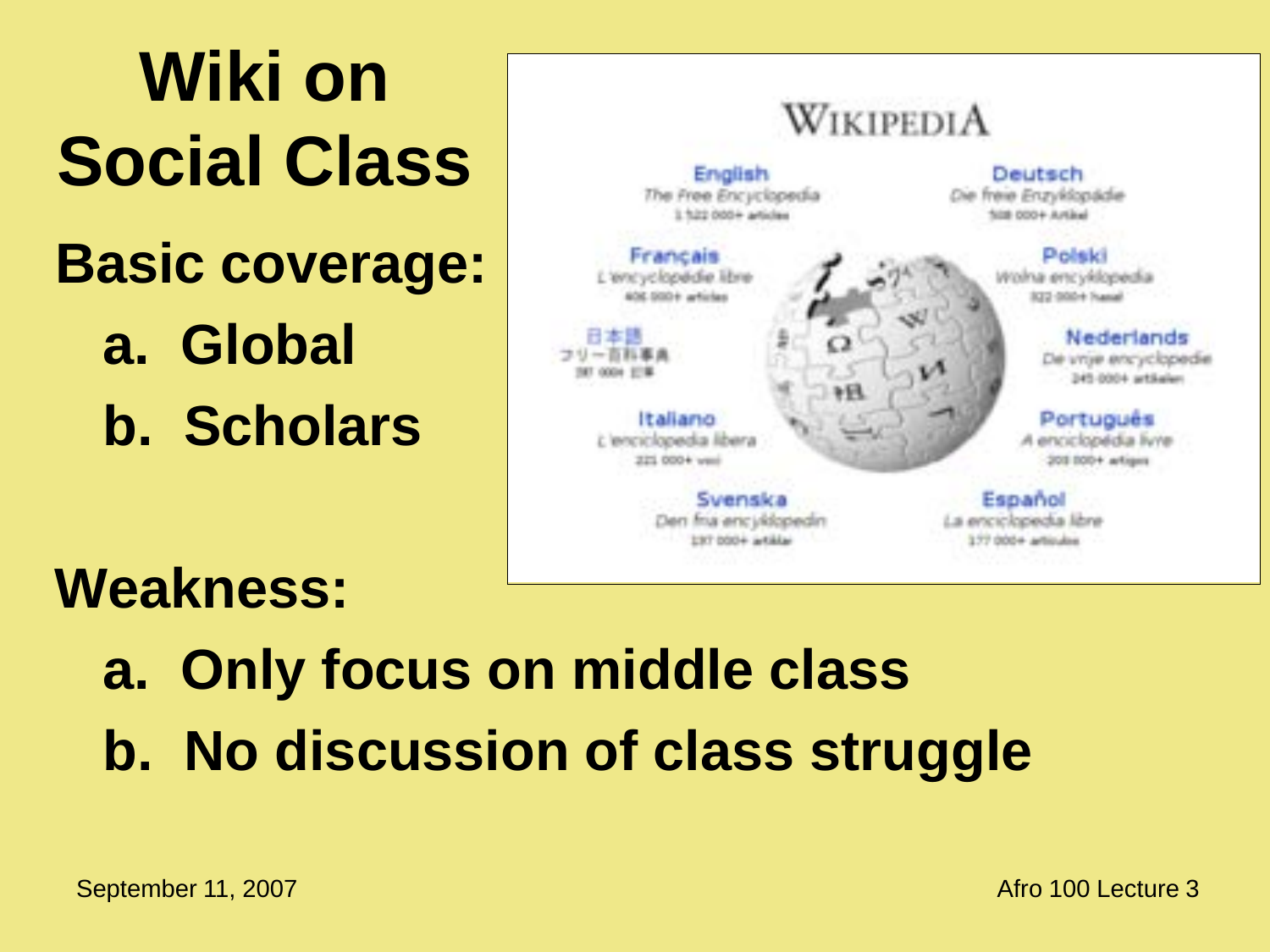# Wiki on Social Class

**Basic coverage:**

a. Global

b. Scholars

**Weakness:**

a. Only focus on middle class

b. No discussion of class struggle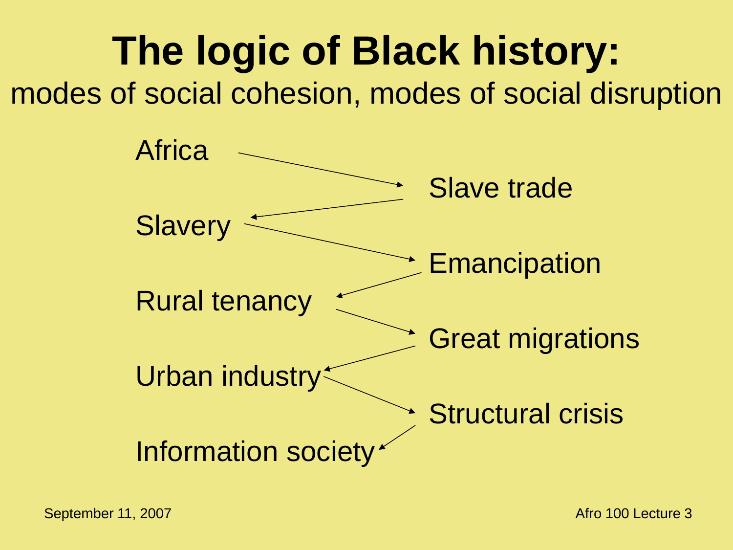# The logic of Black history:

modes of social cohesion, modes of social disruption

- Africa
- → Slave trade
- → Slavery
- → Emancipation
- → Rural tenancy
- → Great migrations
- → Urban industry
- → Structural crisis
- → Information society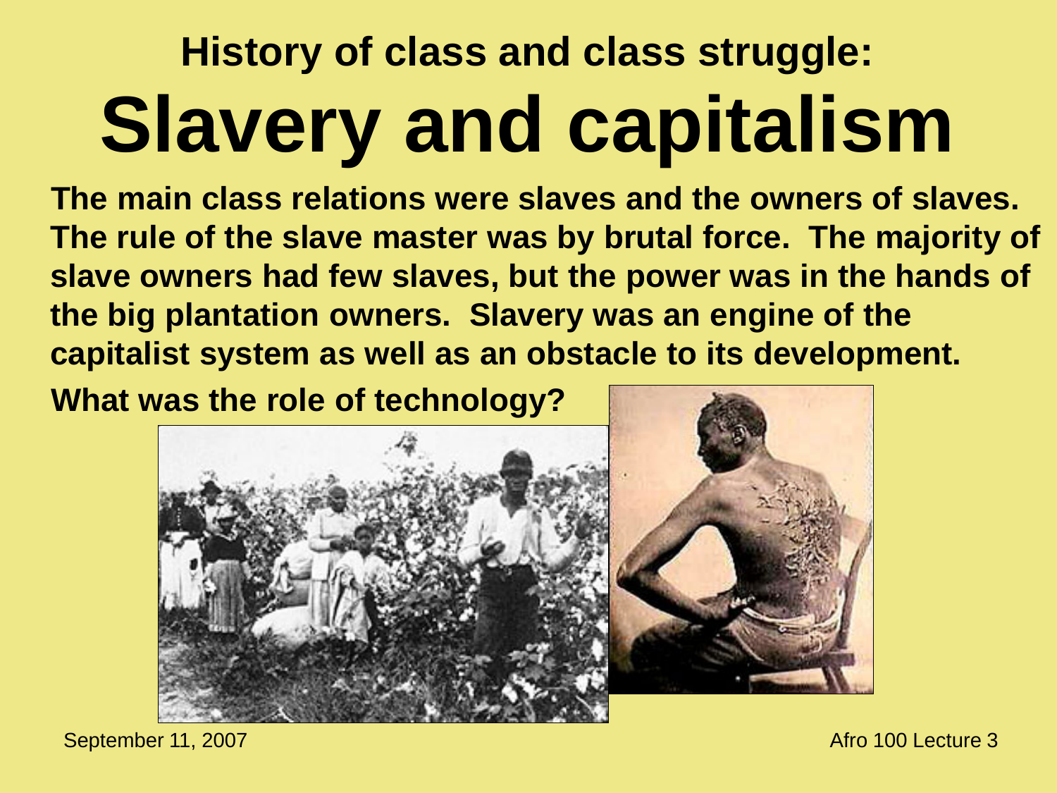## History of class and class struggle:

# Slavery and capitalism

**The main class relations were slaves and the owners of slaves. The rule of the slave master was by brutal force. The majority of slave owners had few slaves, but the power was in the hands of the big plantation owners. Slavery was an engine of the capitalist system as well as an obstacle to its development.**

**What was the role of technology?**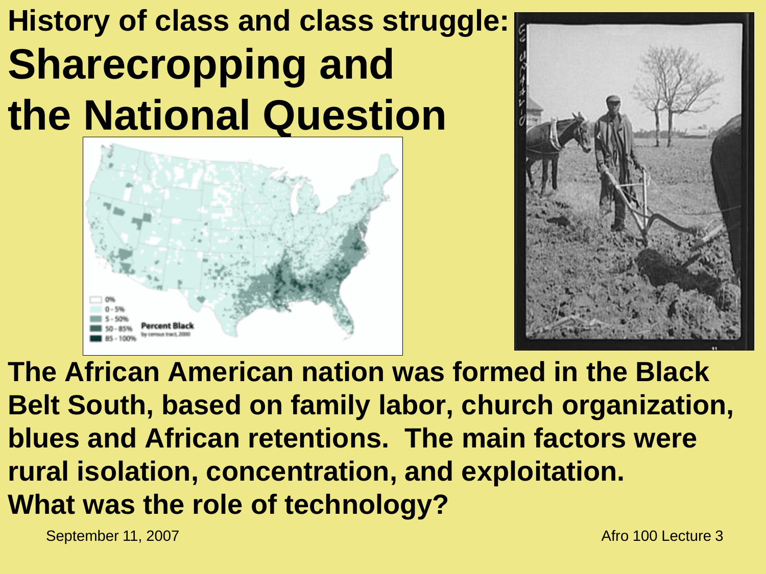# History of class and class struggle: Sharecropping and the National Question

**The African American nation was formed in the Black Belt South, based on family labor, church organization, blues and African retentions. The main factors were rural isolation, concentration, and exploitation.**

**What was the role of technology?**

September 11, 2007

Afro 100 Lecture 3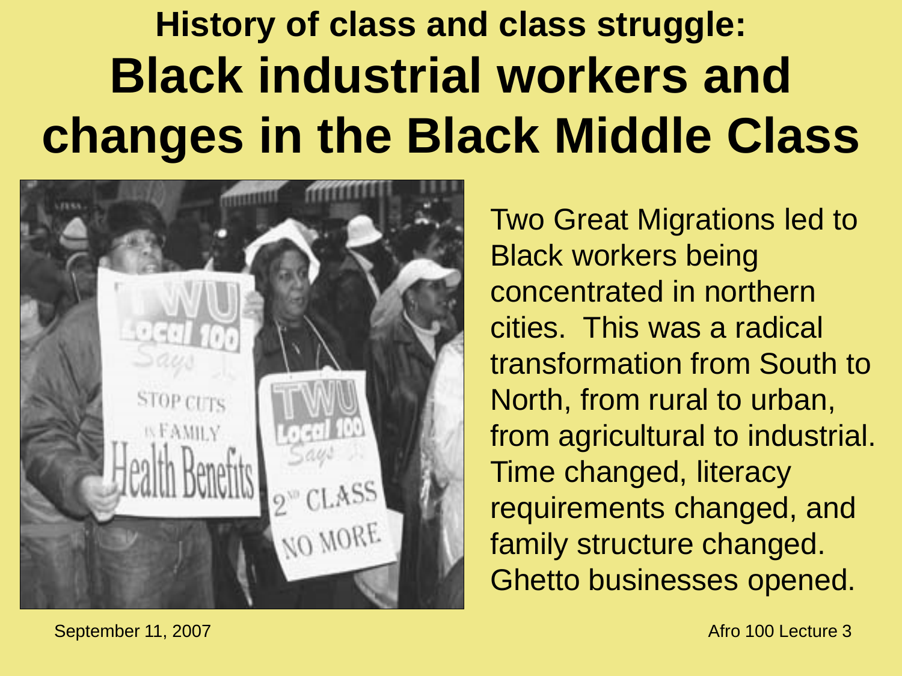# History of class and class struggle: Black industrial workers and changes in the Black Middle Class

Two Great Migrations led to Black workers being concentrated in northern cities. This was a radical transformation from South to North, from rural to urban, from agricultural to industrial. Time changed, literacy requirements changed, and family structure changed. Ghetto businesses opened.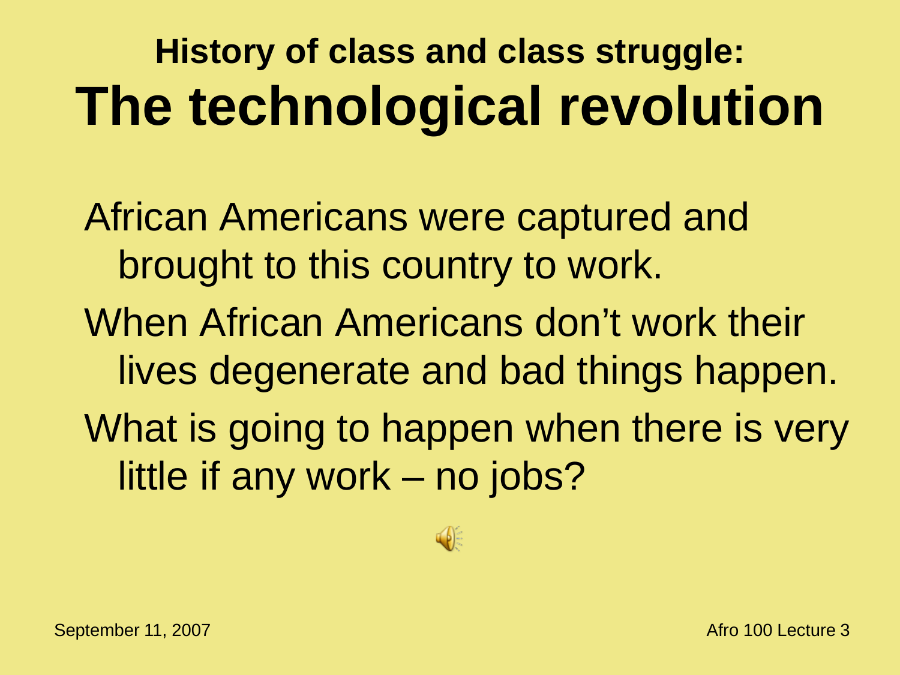## History of class and class struggle:

# The technological revolution

African Americans were captured and brought to this country to work.

When African Americans don't work their lives degenerate and bad things happen.

What is going to happen when there is very little if any work – no jobs?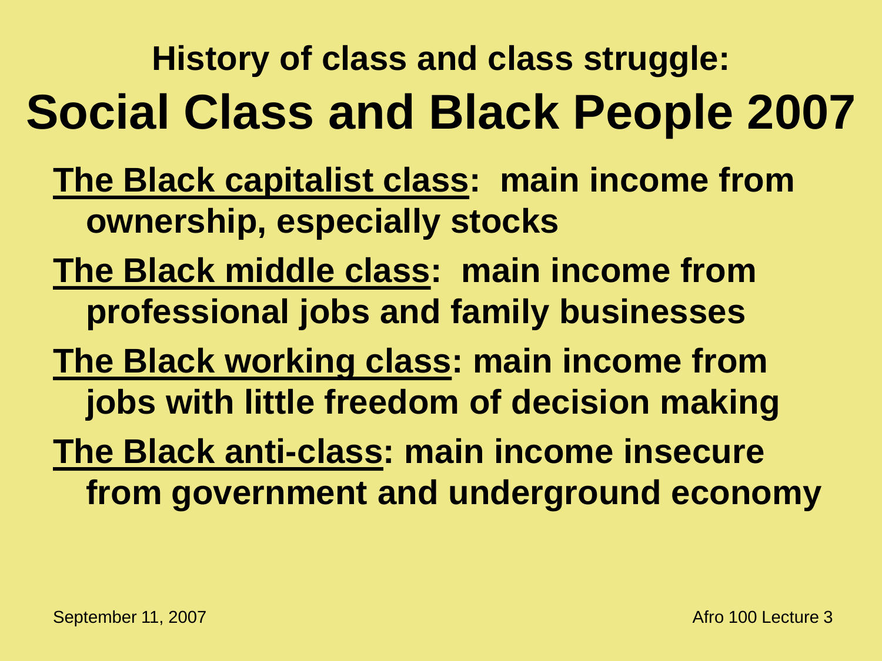### History of class and class struggle:

# Social Class and Black People 2007

**The Black capitalist class: main income from ownership, especially stocks**

**The Black middle class: main income from professional jobs and family businesses**

**The Black working class: main income from jobs with little freedom of decision making**

**The Black anti-class: main income insecure from government and underground economy**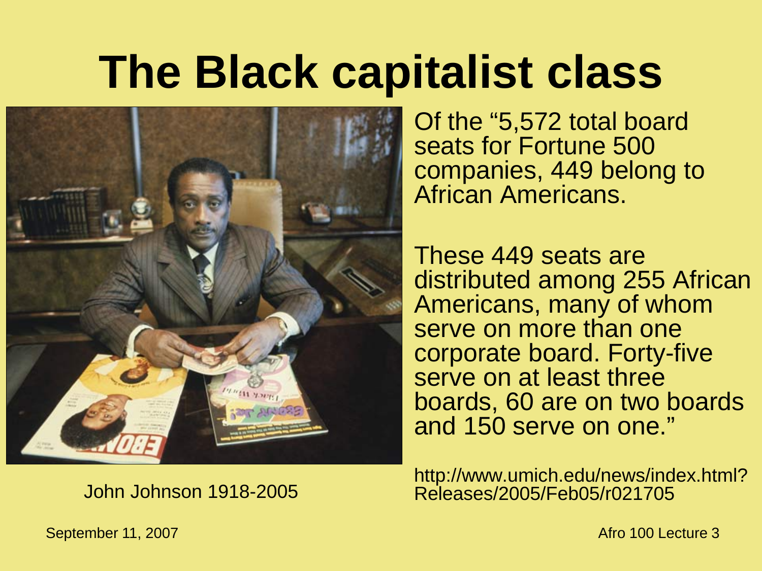# The Black capitalist class

John Johnson 1918-2005

Of the "5,572 total board seats for Fortune 500 companies, 449 belong to African Americans.

These 449 seats are distributed among 255 African Americans, many of whom serve on more than one corporate board. Forty-five serve on at least three boards, 60 are on two boards and 150 serve on one."

http://www.umich.edu/news/index.html?Releases/2005/Feb05/r021705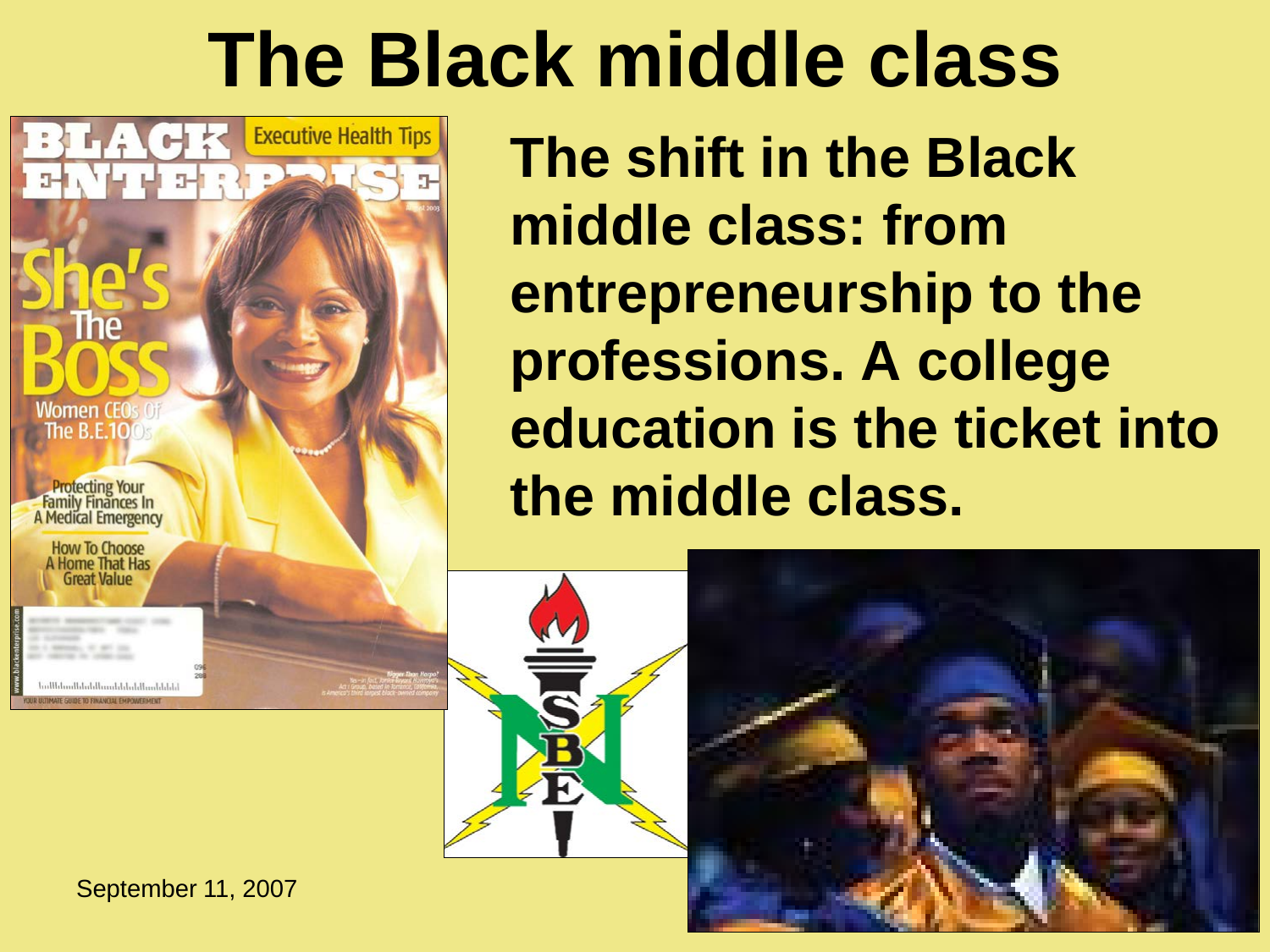# The Black middle class

**The shift in the Black middle class: from entrepreneurship to the professions. A college education is the ticket into the middle class.**

September 11, 2007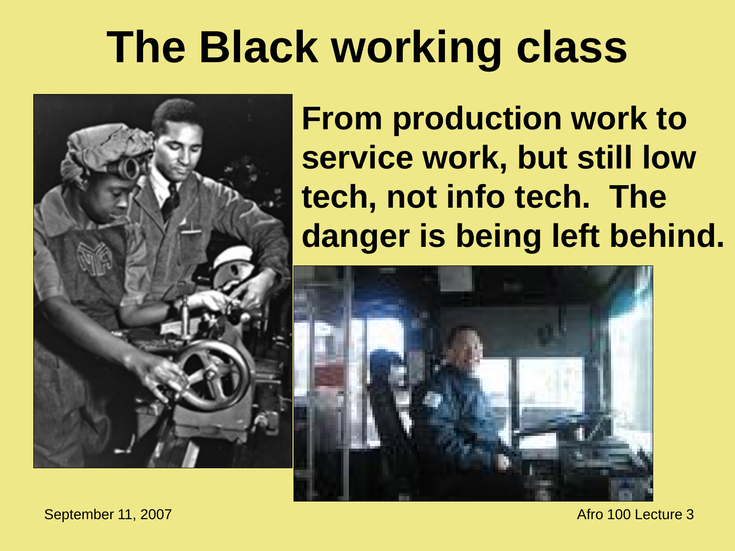# The Black working class

**From production work to service work, but still low tech, not info tech. The danger is being left behind.**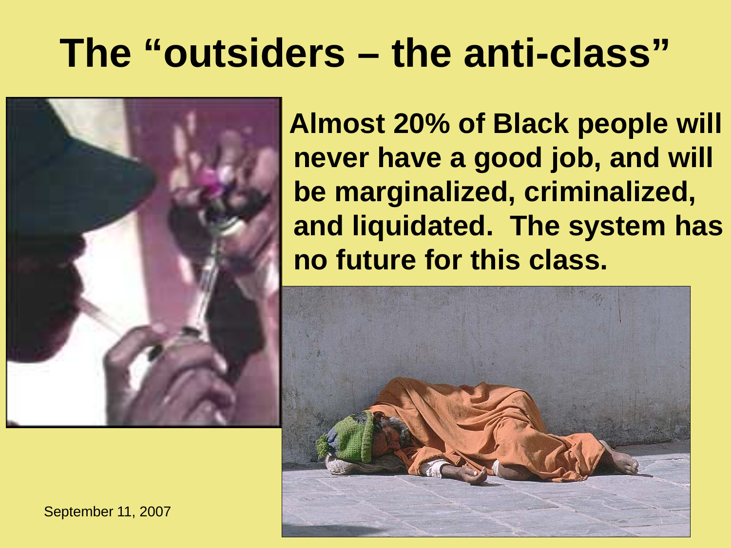# The "outsiders – the anti-class"

**Almost 20% of Black people will never have a good job, and will be marginalized, criminalized, and liquidated. The system has no future for this class.**

September 11, 2007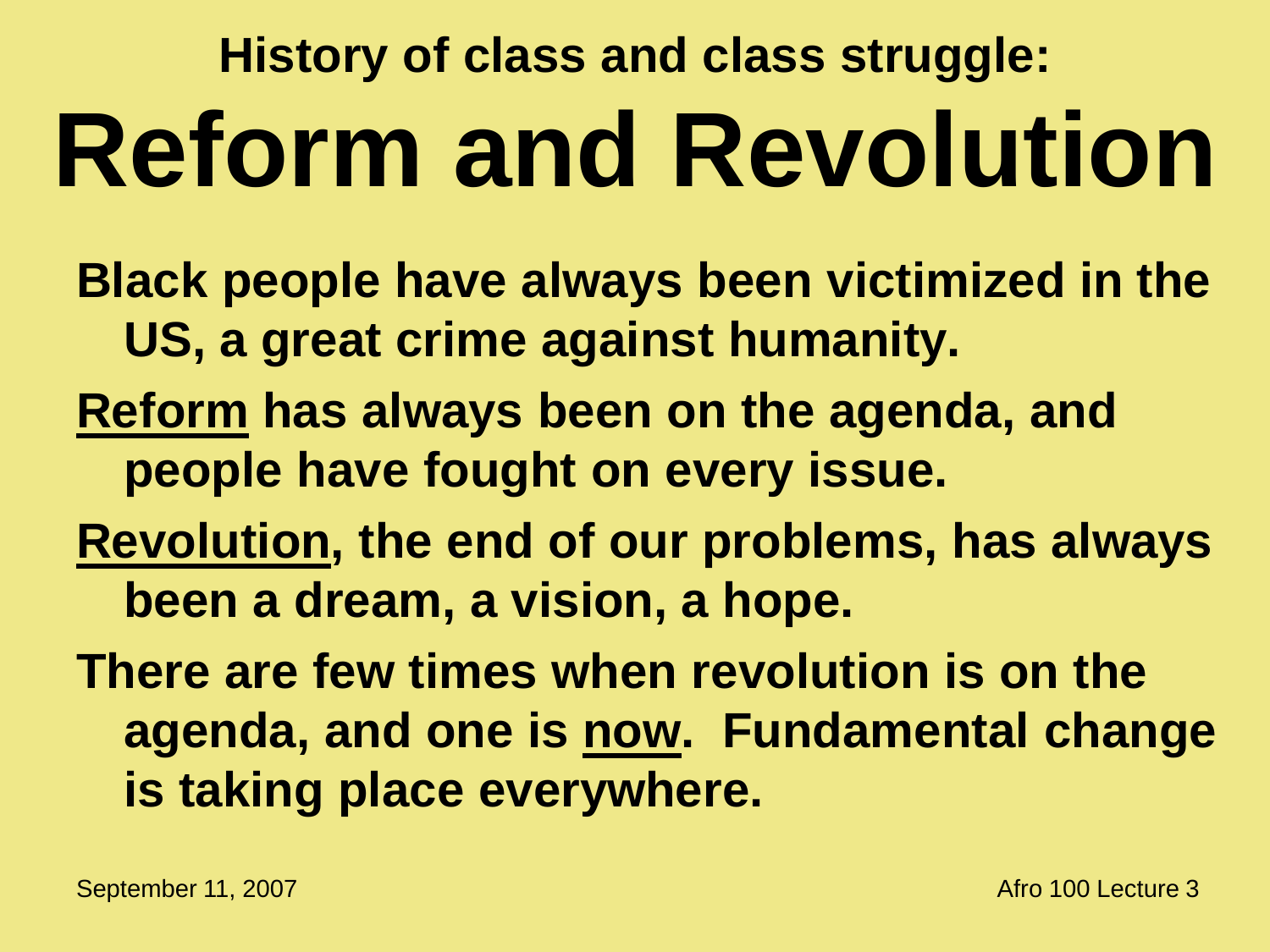### History of class and class struggle:

# Reform and Revolution

Black people have always been victimized in the US, a great crime against humanity.

Reform has always been on the agenda, and people have fought on every issue.

Revolution, the end of our problems, has always been a dream, a vision, a hope.

There are few times when revolution is on the agenda, and one is now. Fundamental change is taking place everywhere.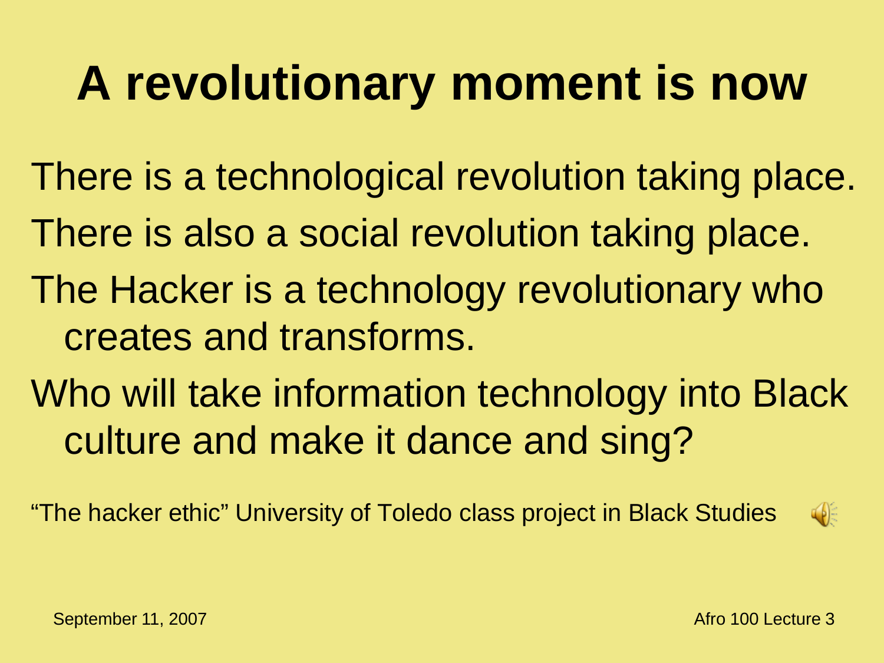# A revolutionary moment is now

There is a technological revolution taking place.

There is also a social revolution taking place.

The Hacker is a technology revolutionary who creates and transforms.

Who will take information technology into Black culture and make it dance and sing?

"The hacker ethic" University of Toledo class project in Black Studies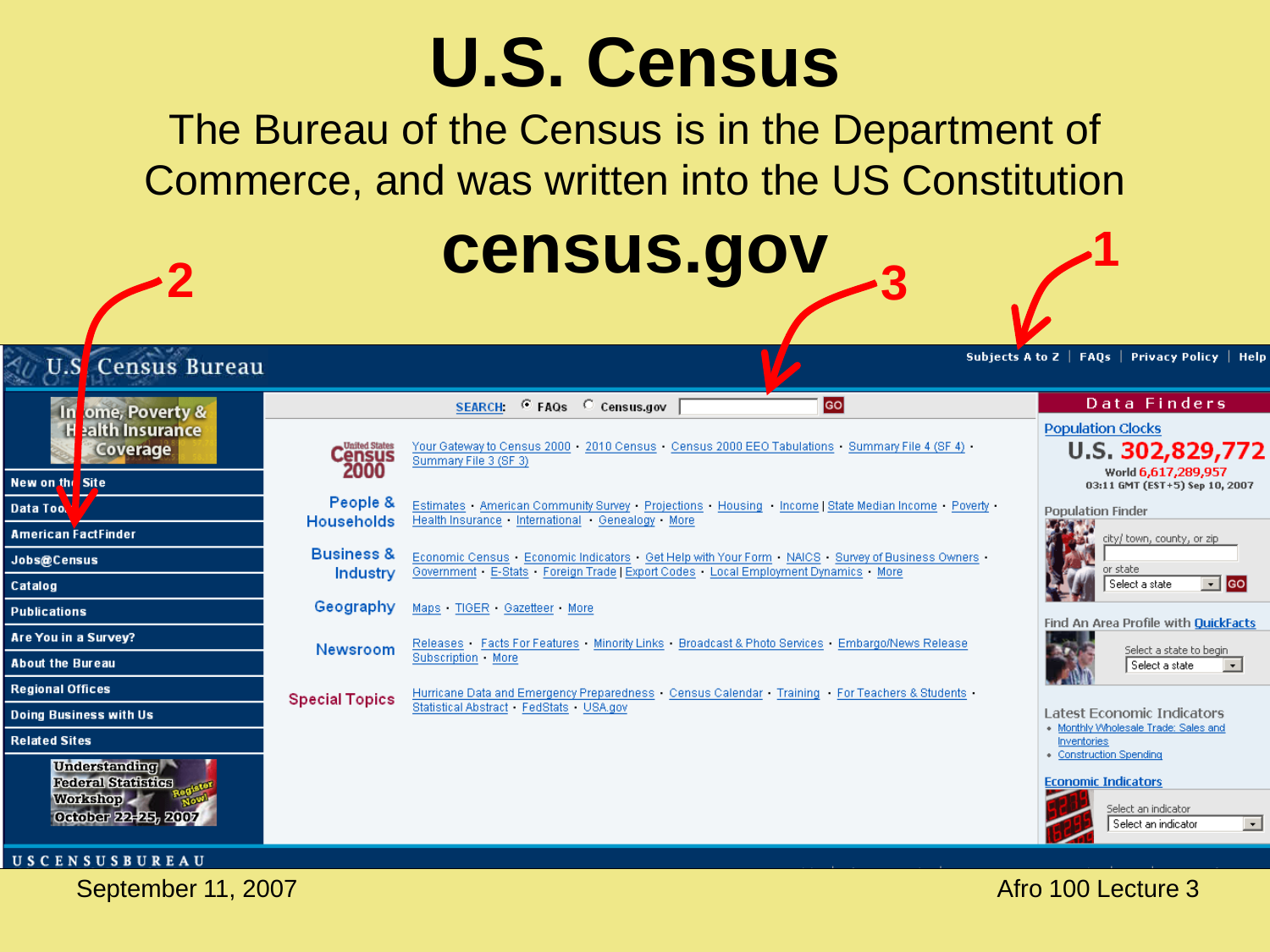# U.S. Census

The Bureau of the Census is in the Department of Commerce, and was written into the US Constitution

## census.gov

2

3

1

U.S. Census Bureau

Subjects A to Z | FAQs | Privacy Policy | Help

Income, Poverty & Health Insurance Coverage

- New on the Site
- Data Tools
- American FactFinder
- Jobs@Census
- Catalog
- Publications
- Are You in a Survey?
- About the Bureau
- Regional Offices
- Doing Business with Us
- Related Sites

Understanding Federal Statistics Workshop October 22-25, 2007 Register Now!

SEARCH: FAQs Census.gov GO

**United States Census 2000**: Your Gateway to Census 2000 · 2010 Census · Census 2000 EEO Tabulations · Summary File 4 (SF 4) · Summary File 3 (SF 3)

**People & Households**: Estimates · American Community Survey · Projections · Housing · Income | State Median Income · Poverty · Health Insurance · International · Genealogy · More

**Business & Industry**: Economic Census · Economic Indicators · Get Help with Your Form · NAICS · Survey of Business Owners · Government · E-Stats · Foreign Trade | Export Codes · Local Employment Dynamics · More

**Geography**: Maps · TIGER · Gazetteer · More

**Newsroom**: Releases · Facts For Features · Minority Links · Broadcast & Photo Services · Embargo/News Release Subscription · More

**Special Topics**: Hurricane Data and Emergency Preparedness · Census Calendar · Training · For Teachers & Students · Statistical Abstract · FedStats · USA.gov

**Data Finders**

Population Clocks

U.S. 302,829,772

World 6,617,289,957

03:11 GMT (EST+5) Sep 10, 2007

Population Finder

city/ town, county, or zip

or state

Select a state GO

Find An Area Profile with QuickFacts

Select a state to begin

Select a state

Latest Economic Indicators

- Monthly Wholesale Trade: Sales and Inventories
- Construction Spending

Economic Indicators

Select an indicator

Select an indicator

USCENSUSBUREAU

September 11, 2007

Afro 100 Lecture 3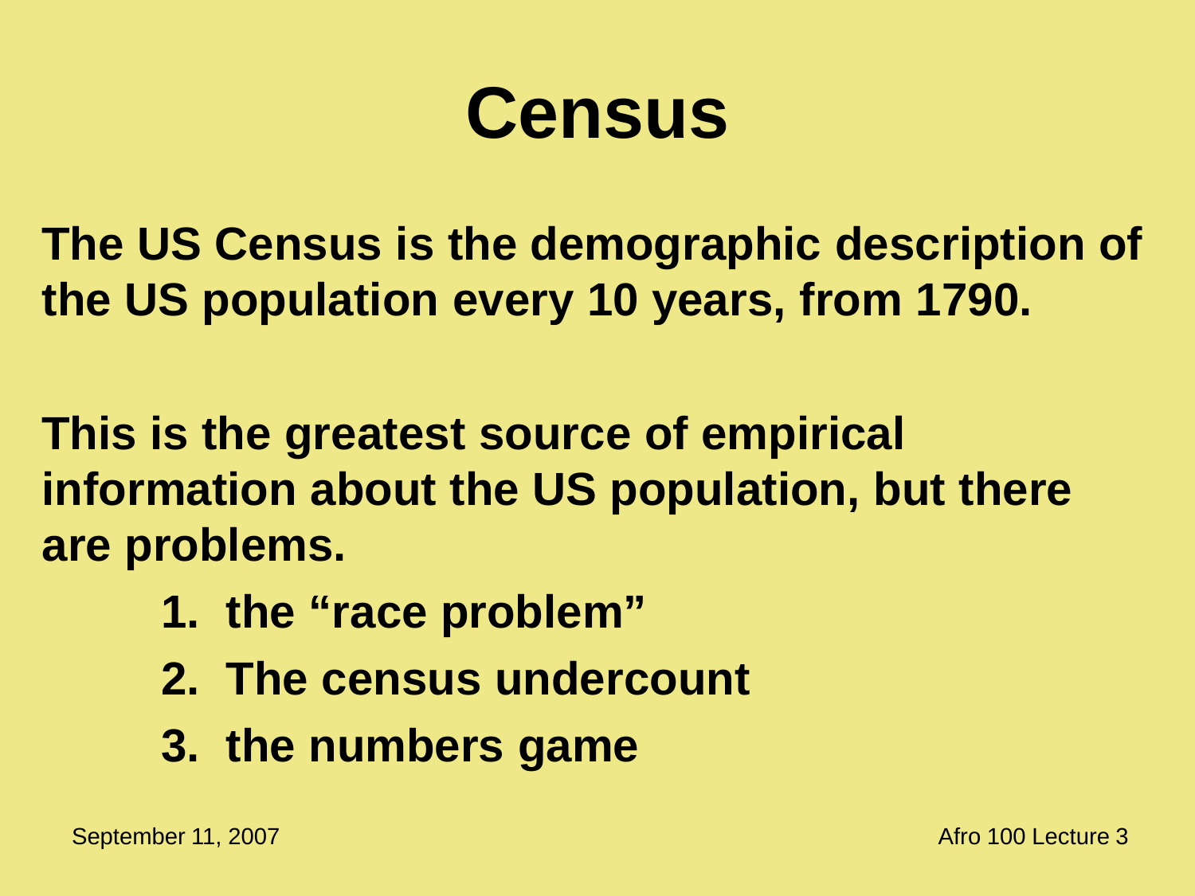# Census

**The US Census is the demographic description of the US population every 10 years, from 1790.**

**This is the greatest source of empirical information about the US population, but there are problems.**

1. **the "race problem"**
2. **The census undercount**
3. **the numbers game**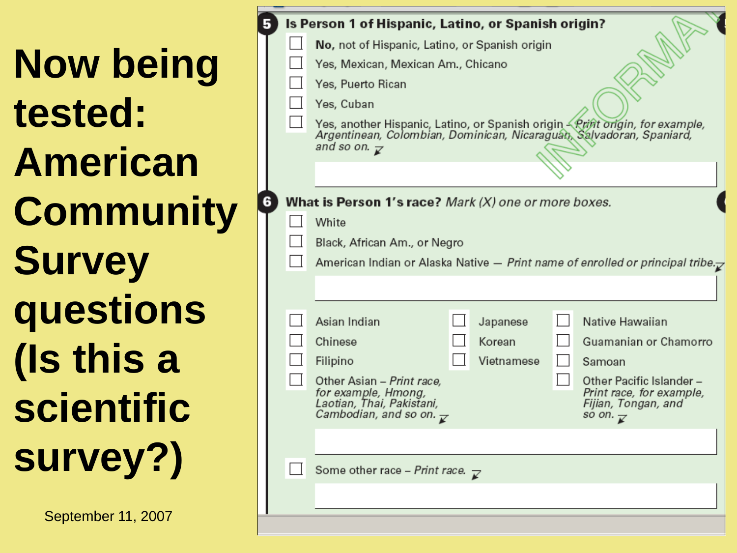# Now being tested: American Community Survey questions (Is this a scientific survey?)

September 11, 2007

**5** **Is Person 1 of Hispanic, Latino, or Spanish origin?**

- ☐ **No,** not of Hispanic, Latino, or Spanish origin
- ☐ Yes, Mexican, Mexican Am., Chicano
- ☐ Yes, Puerto Rican
- ☐ Yes, Cuban
- ☐ Yes, another Hispanic, Latino, or Spanish origin – *Print origin, for example, Argentinean, Colombian, Dominican, Nicaraguan, Salvadoran, Spaniard, and so on.*

INFORMATIONAL

**6** **What is Person 1's race?** *Mark (X) one or more boxes.*

- ☐ White
- ☐ Black, African Am., or Negro
- ☐ American Indian or Alaska Native — *Print name of enrolled or principal tribe.*

- ☐ Asian Indian
- ☐ Chinese
- ☐ Filipino
- ☐ Other Asian – *Print race, for example, Hmong, Laotian, Thai, Pakistani, Cambodian, and so on.*
- ☐ Japanese
- ☐ Korean
- ☐ Vietnamese
- ☐ Native Hawaiian
- ☐ Guamanian or Chamorro
- ☐ Samoan
- ☐ Other Pacific Islander – *Print race, for example, Fijian, Tongan, and so on.*

- ☐ Some other race – *Print race.*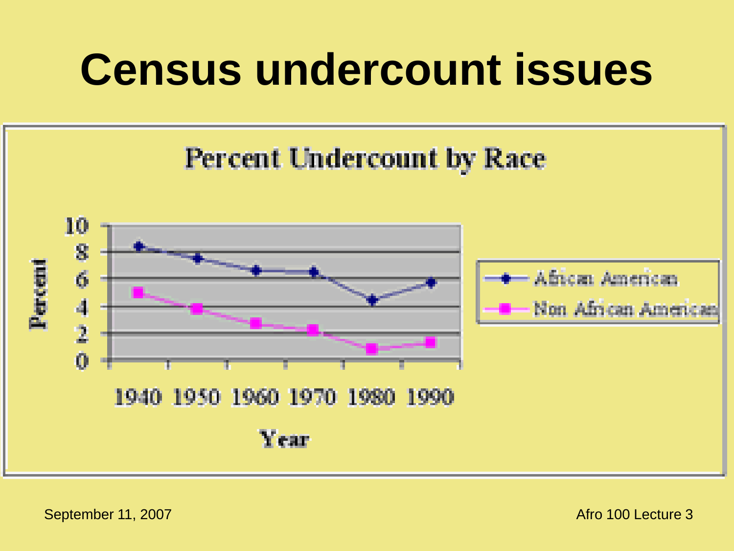# Census undercount issues

Percent Undercount by Race

Percent

10
8
6
4
2
0

1940 1950 1960 1970 1980 1990

Year

African American
Non African American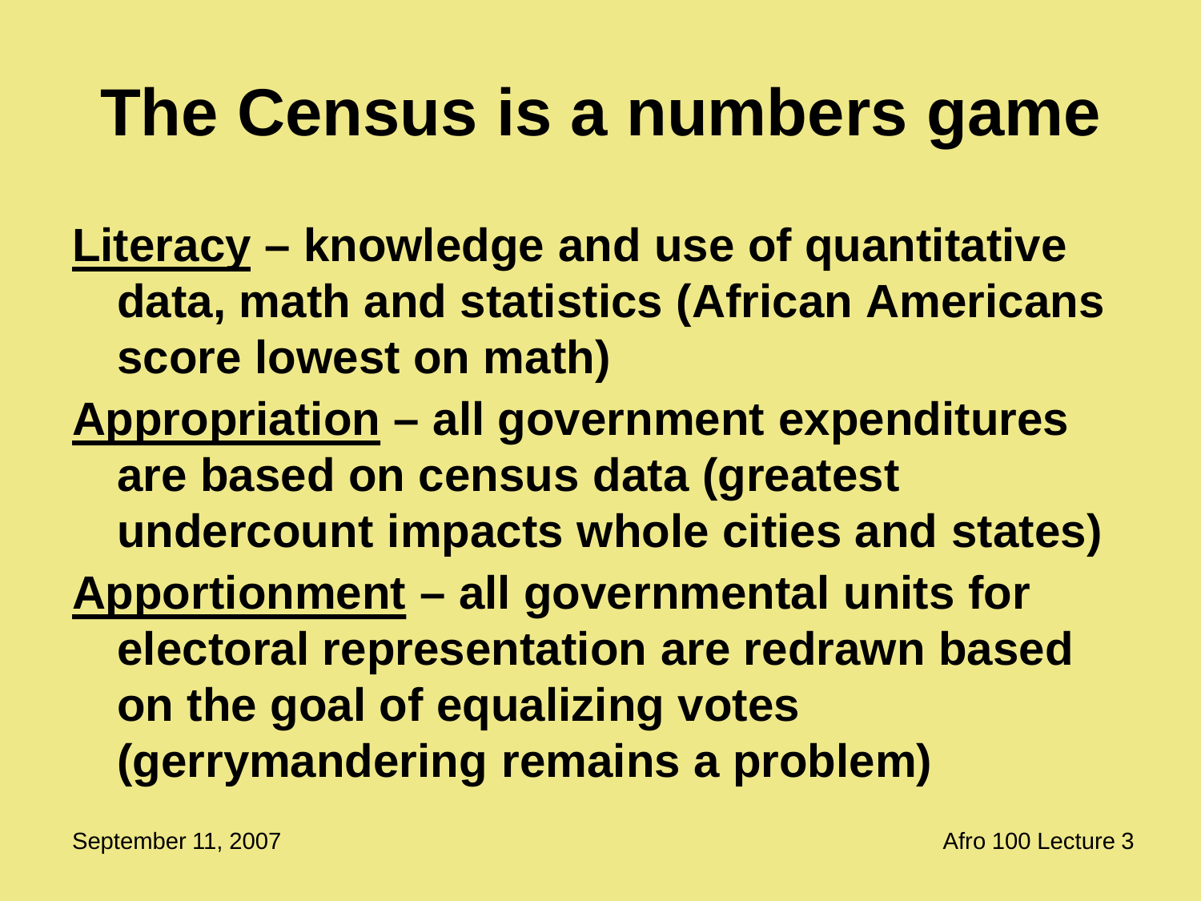# The Census is a numbers game

**Literacy – knowledge and use of quantitative data, math and statistics (African Americans score lowest on math)**

**Appropriation – all government expenditures are based on census data (greatest undercount impacts whole cities and states)**

**Apportionment – all governmental units for electoral representation are redrawn based on the goal of equalizing votes (gerrymandering remains a problem)**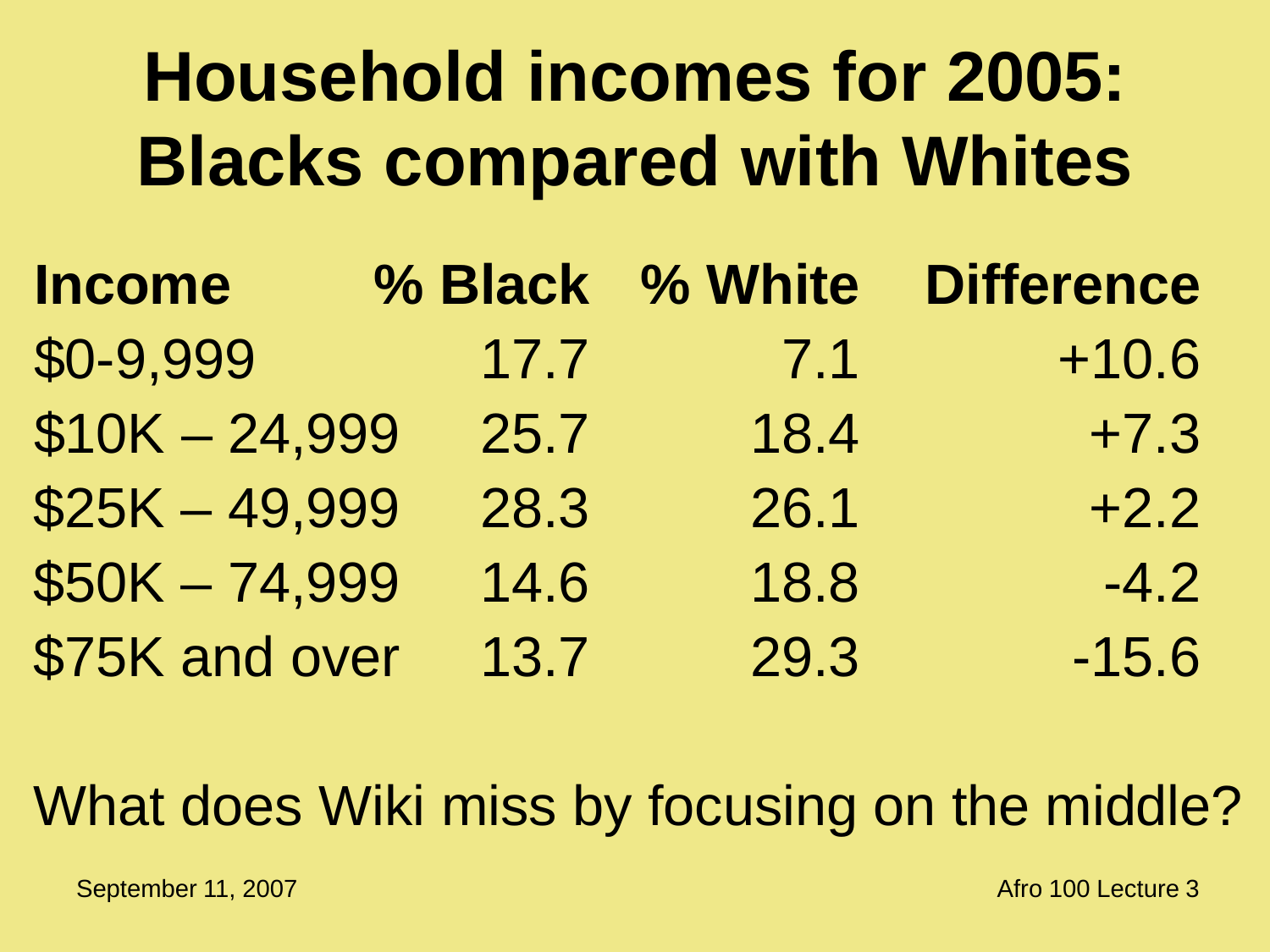# Household incomes for 2005: Blacks compared with Whites

| Income | % Black | % White | Difference |
|---|---|---|---|
| $0-9,999 | 17.7 | 7.1 | +10.6 |
| $10K – 24,999 | 25.7 | 18.4 | +7.3 |
| $25K – 49,999 | 28.3 | 26.1 | +2.2 |
| $50K – 74,999 | 14.6 | 18.8 | -4.2 |
| $75K and over | 13.7 | 29.3 | -15.6 |

What does Wiki miss by focusing on the middle?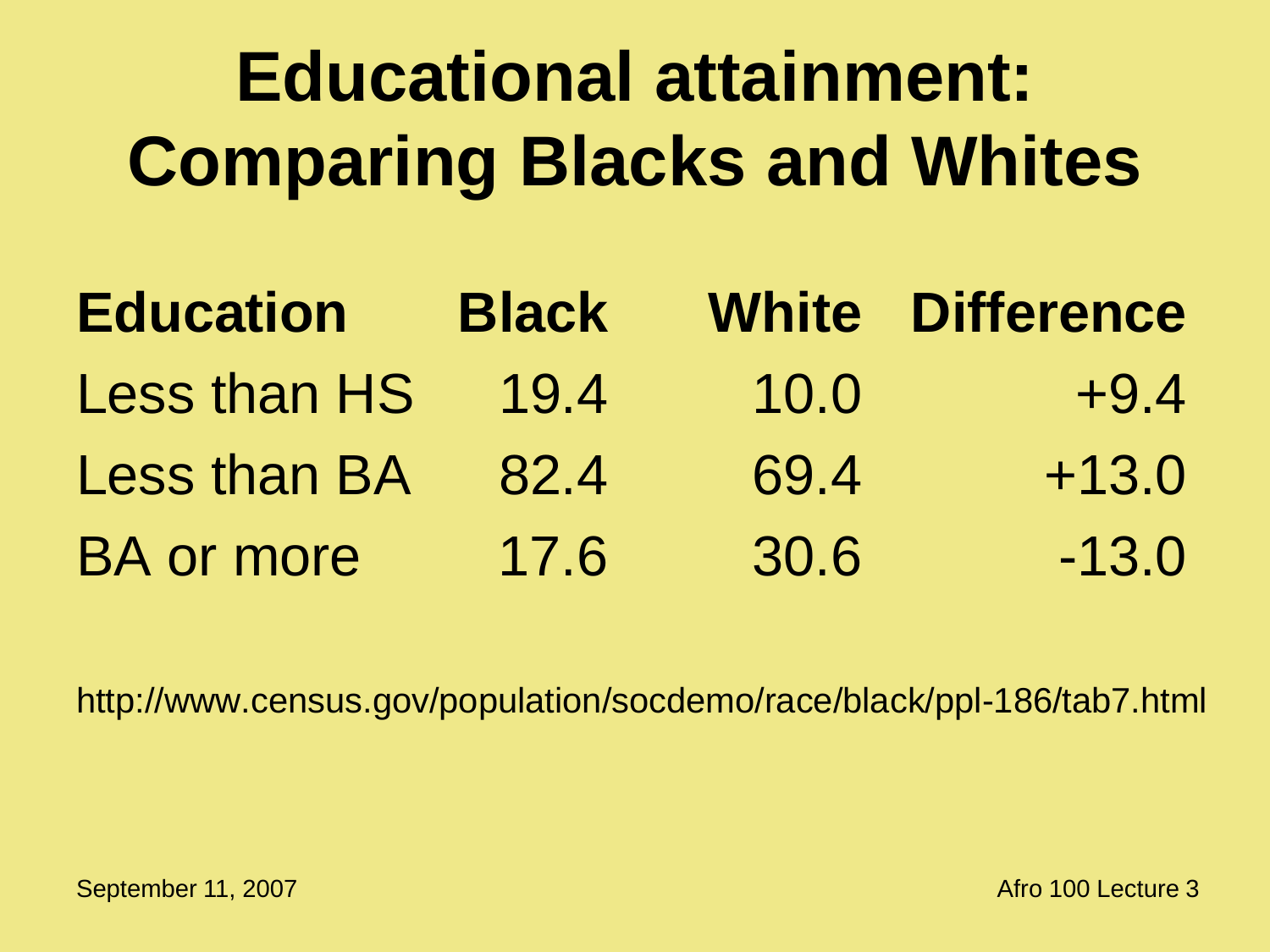# Educational attainment: Comparing Blacks and Whites

| Education | Black | White | Difference |
|---|---|---|---|
| Less than HS | 19.4 | 10.0 | +9.4 |
| Less than BA | 82.4 | 69.4 | +13.0 |
| BA or more | 17.6 | 30.6 | -13.0 |

http://www.census.gov/population/socdemo/race/black/ppl-186/tab7.html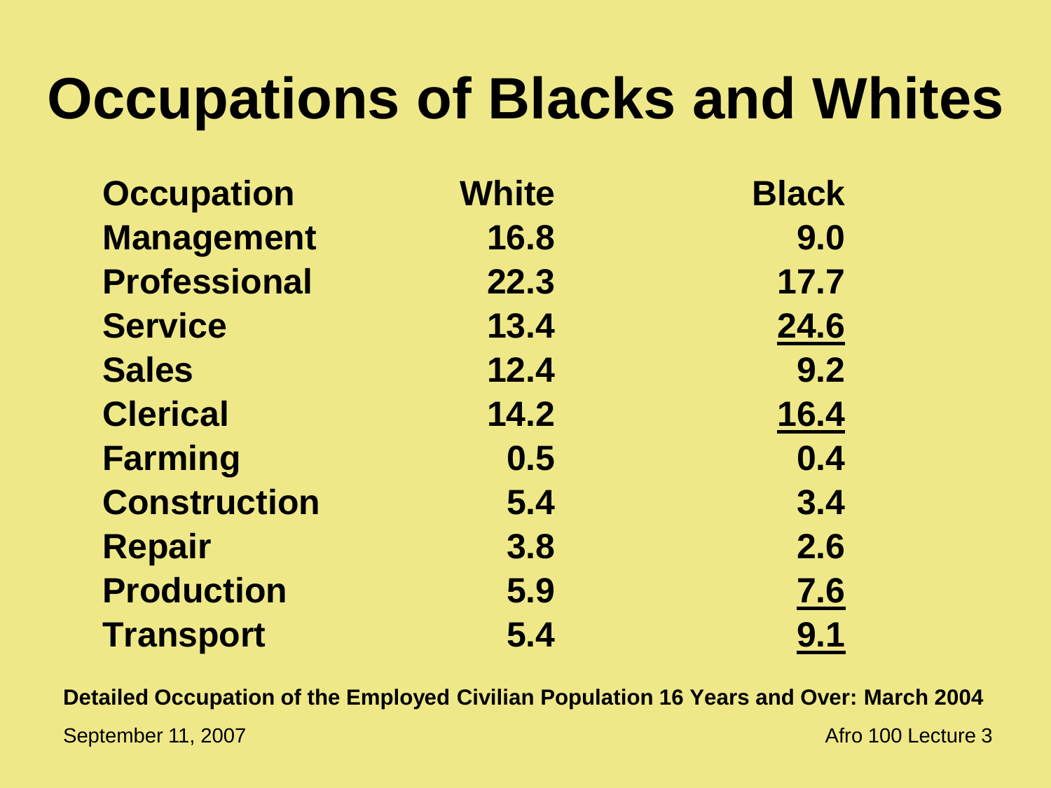# Occupations of Blacks and Whites

| Occupation | White | Black |
|---|---|---|
| Management | 16.8 | 9.0 |
| Professional | 22.3 | 17.7 |
| Service | 13.4 | <u>24.6</u> |
| Sales | 12.4 | 9.2 |
| Clerical | 14.2 | <u>16.4</u> |
| Farming | 0.5 | 0.4 |
| Construction | 5.4 | 3.4 |
| Repair | 3.8 | 2.6 |
| Production | 5.9 | <u>7.6</u> |
| Transport | 5.4 | <u>9.1</u> |

**Detailed Occupation of the Employed Civilian Population 16 Years and Over: March 2004**

September 11, 2007

Afro 100 Lecture 3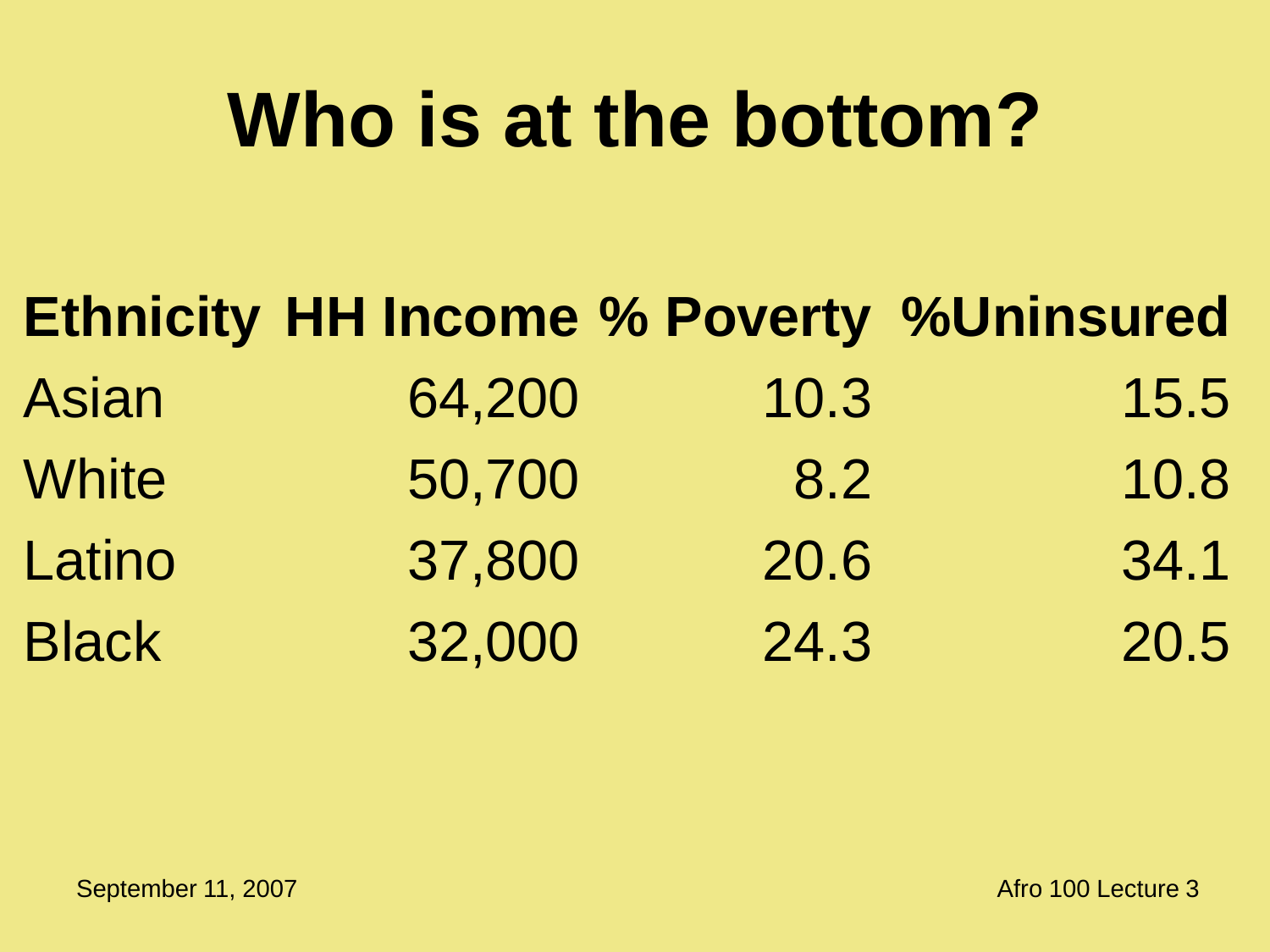# Who is at the bottom?

| Ethnicity | HH Income | % Poverty | %Uninsured |
|---|---|---|---|
| Asian | 64,200 | 10.3 | 15.5 |
| White | 50,700 | 8.2 | 10.8 |
| Latino | 37,800 | 20.6 | 34.1 |
| Black | 32,000 | 24.3 | 20.5 |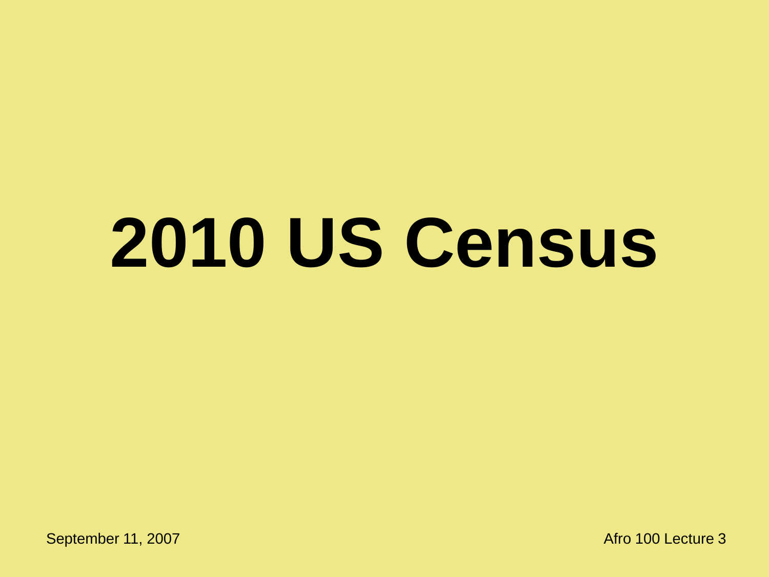# 2010 US Census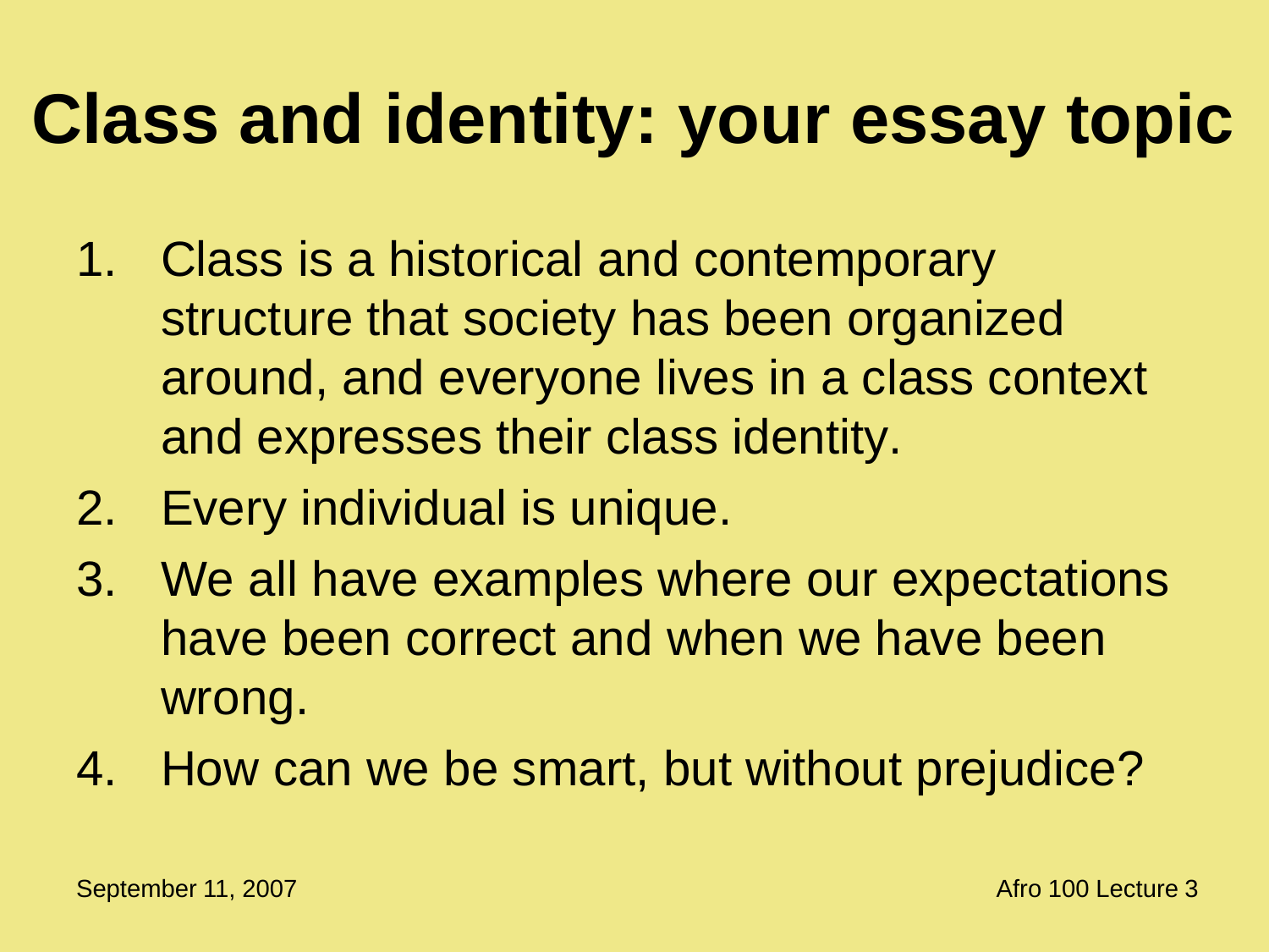# Class and identity: your essay topic

1. Class is a historical and contemporary structure that society has been organized around, and everyone lives in a class context and expresses their class identity.
2. Every individual is unique.
3. We all have examples where our expectations have been correct and when we have been wrong.
4. How can we be smart, but without prejudice?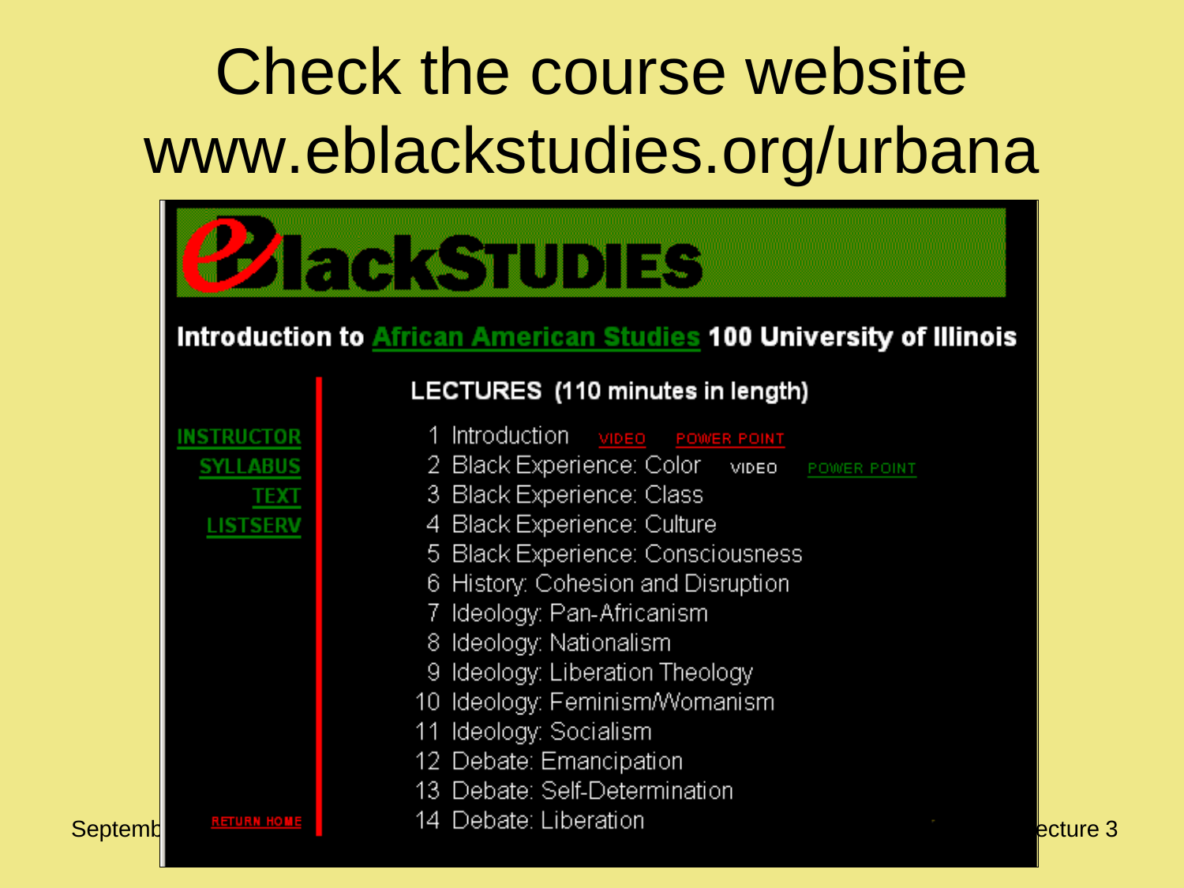# Check the course website www.eblackstudies.org/urbana

eBlackStudies

Introduction to African American Studies 100 University of Illinois

INSTRUCTOR
SYLLABUS
TEXT
LISTSERV

RETURN HOME

LECTURES (110 minutes in length)

1 Introduction VIDEO POWER POINT
2 Black Experience: Color VIDEO POWER POINT
3 Black Experience: Class
4 Black Experience: Culture
5 Black Experience: Consciousness
6 History: Cohesion and Disruption
7 Ideology: Pan-Africanism
8 Ideology: Nationalism
9 Ideology: Liberation Theology
10 Ideology: Feminism/Womanism
11 Ideology: Socialism
12 Debate: Emancipation
13 Debate: Self-Determination
14 Debate: Liberation